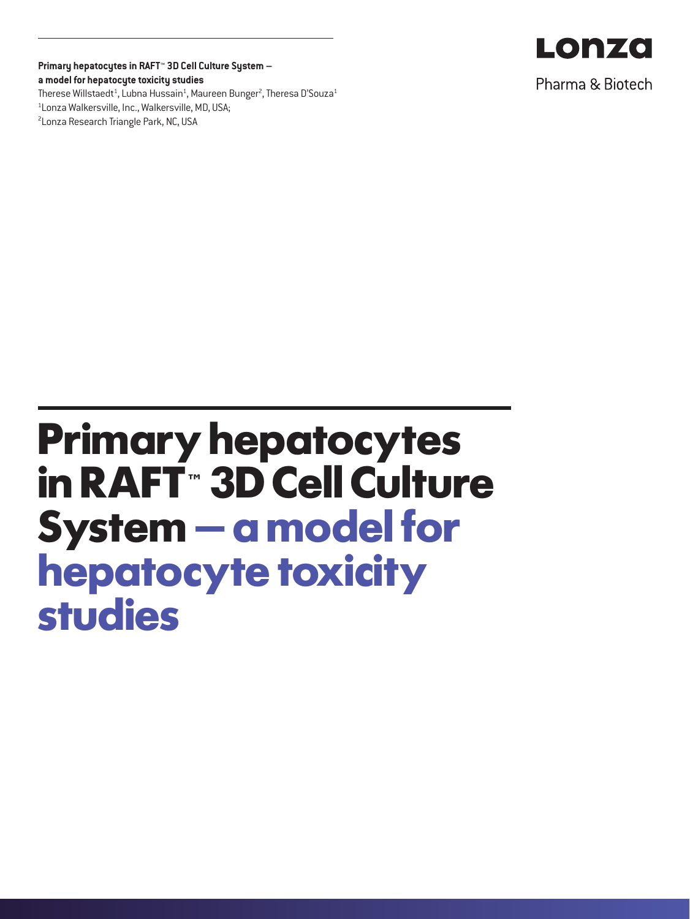**Primary hepatocytes in RAFT™ 3D Cell Culture System – a model for hepatocyte toxicity studies**

Therese Willstaedt[1], Lubna Hussain[1], Maureen Bunger[2], Theresa D'Souza[1]

[1]Lonza Walkersville, Inc., Walkersville, MD, USA;

[2]Lonza Research Triangle Park, NC, USA

Lonza

Pharma & Biotech

# Primary hepatocytes in RAFT™ 3D Cell Culture System – a model for hepatocyte toxicity studies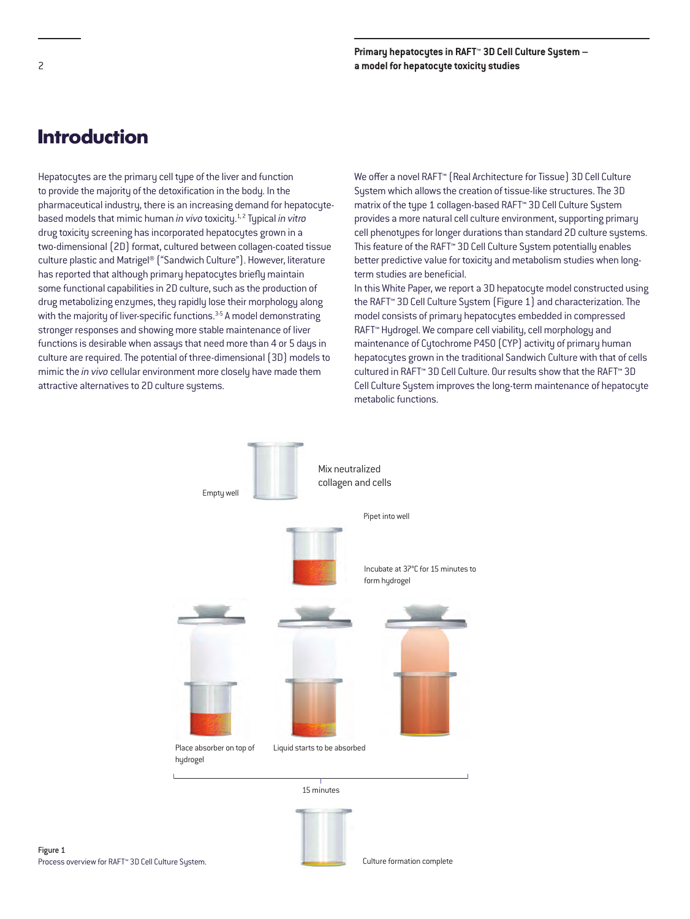# Introduction

Hepatocytes are the primary cell type of the liver and function to provide the majority of the detoxification in the body. In the pharmaceutical industry, there is an increasing demand for hepatocyte-based models that mimic human *in vivo* toxicity.[1,2] Typical *in vitro* drug toxicity screening has incorporated hepatocytes grown in a two-dimensional (2D) format, cultured between collagen-coated tissue culture plastic and Matrigel® ("Sandwich Culture"). However, literature has reported that although primary hepatocytes briefly maintain some functional capabilities in 2D culture, such as the production of drug metabolizing enzymes, they rapidly lose their morphology along with the majority of liver-specific functions.[3-5] A model demonstrating stronger responses and showing more stable maintenance of liver functions is desirable when assays that need more than 4 or 5 days in culture are required. The potential of three-dimensional (3D) models to mimic the *in vivo* cellular environment more closely have made them attractive alternatives to 2D culture systems.

We offer a novel RAFT™ (Real Architecture for Tissue) 3D Cell Culture System which allows the creation of tissue-like structures. The 3D matrix of the type 1 collagen-based RAFT™ 3D Cell Culture System provides a more natural cell culture environment, supporting primary cell phenotypes for longer durations than standard 2D culture systems. This feature of the RAFT™ 3D Cell Culture System potentially enables better predictive value for toxicity and metabolism studies when long-term studies are beneficial.

In this White Paper, we report a 3D hepatocyte model constructed using the RAFT™ 3D Cell Culture System (Figure 1) and characterization. The model consists of primary hepatocytes embedded in compressed RAFT™ Hydrogel. We compare cell viability, cell morphology and maintenance of Cytochrome P450 (CYP) activity of primary human hepatocytes grown in the traditional Sandwich Culture with that of cells cultured in RAFT™ 3D Cell Culture. Our results show that the RAFT™ 3D Cell Culture System improves the long-term maintenance of hepatocyte metabolic functions.

Empty well

Mix neutralized collagen and cells

Pipet into well

Incubate at 37°C for 15 minutes to form hydrogel

Place absorber on top of hydrogel

Liquid starts to be absorbed

15 minutes

Culture formation complete

Figure 1
Process overview for RAFT™ 3D Cell Culture System.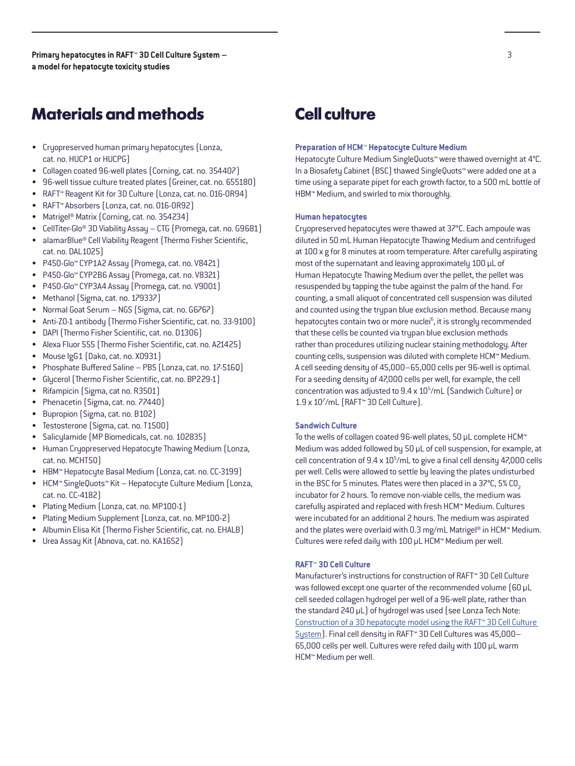## Materials and methods

- Cryopreserved human primary hepatocytes (Lonza, cat. no. HUCP1 or HUCPG)
- Collagen coated 96-well plates (Corning, cat. no. 354407)
- 96-well tissue culture treated plates (Greiner, cat. no. 655180)
- RAFT™ Reagent Kit for 3D Culture (Lonza, cat. no. 016-0R94)
- RAFT™ Absorbers (Lonza, cat. no. 016-0R92)
- Matrigel® Matrix (Corning, cat. no. 354234)
- CellTiter-Glo® 3D Viability Assay – CTG (Promega, cat. no. G9681)
- alamarBlue® Cell Viability Reagent (Thermo Fisher Scientific, cat. no. DAL1025)
- P450-Glo™ CYP1A2 Assay (Promega, cat. no. V8421)
- P450-Glo™ CYP2B6 Assay (Promega, cat. no. V8321)
- P450-Glo™ CYP3A4 Assay (Promega, cat. no. V9001)
- Methanol (Sigma, cat. no. 179337)
- Normal Goat Serum – NGS (Sigma, cat. no. G6767)
- Anti-ZO-1 antibody (Thermo Fisher Scientific, cat. no. 33-9100)
- DAPI (Thermo Fisher Scientific, cat. no. D1306)
- Alexa Fluor 555 (Thermo Fisher Scientific, cat. no. A21425)
- Mouse IgG1 (Dako, cat. no. X0931)
- Phosphate Buffered Saline – PBS (Lonza, cat. no. 17-516Q)
- Glycerol (Thermo Fisher Scientific, cat. no. BP229-1)
- Rifampicin (Sigma, cat no. R3501)
- Phenacetin (Sigma, cat. no. 77440)
- Bupropion (Sigma, cat. no. B102)
- Testosterone (Sigma, cat. no. T1500)
- Salicylamide (MP Biomedicals, cat. no. 102835)
- Human Cryopreserved Hepatocyte Thawing Medium (Lonza, cat. no. MCHT50)
- HBM™ Hepatocyte Basal Medium (Lonza, cat. no. CC-3199)
- HCM™ SingleQuots™ Kit – Hepatocyte Culture Medium (Lonza, cat. no. CC-4182)
- Plating Medium (Lonza, cat. no. MP100-1)
- Plating Medium Supplement (Lonza, cat. no. MP100-2)
- Albumin Elisa Kit (Thermo Fisher Scientific, cat. no. EHALB)
- Urea Assay Kit (Abnova, cat. no. KA1652)

## Cell culture

### Preparation of HCM™ Hepatocyte Culture Medium

Hepatocyte Culture Medium SingleQuots™ were thawed overnight at 4°C. In a Biosafety Cabinet (BSC) thawed SingleQuots™ were added one at a time using a separate pipet for each growth factor, to a 500 mL bottle of HBM™ Medium, and swirled to mix thoroughly.

### Human hepatocytes

Cryopreserved hepatocytes were thawed at 37°C. Each ampoule was diluted in 50 mL Human Hepatocyte Thawing Medium and centrifuged at 100 x g for 8 minutes at room temperature. After carefully aspirating most of the supernatant and leaving approximately 100 µL of Human Hepatocyte Thawing Medium over the pellet, the pellet was resuspended by tapping the tube against the palm of the hand. For counting, a small aliquot of concentrated cell suspension was diluted and counted using the trypan blue exclusion method. Because many hepatocytes contain two or more nuclei[6], it is strongly recommended that these cells be counted via trypan blue exclusion methods rather than procedures utilizing nuclear staining methodology. After counting cells, suspension was diluted with complete HCM™ Medium. A cell seeding density of 45,000–65,000 cells per 96-well is optimal. For a seeding density of 47,000 cells per well, for example, the cell concentration was adjusted to $9.4 \times 10^5$/mL (Sandwich Culture) or $1.9 \times 10^7$/mL (RAFT™ 3D Cell Culture).

### Sandwich Culture

To the wells of collagen coated 96-well plates, 50 µL complete HCM™ Medium was added followed by 50 µL of cell suspension, for example, at cell concentration of $9.4 \times 10^5$/mL to give a final cell density 47,000 cells per well. Cells were allowed to settle by leaving the plates undisturbed in the BSC for 5 minutes. Plates were then placed in a 37°C, 5% $CO_2$ incubator for 2 hours. To remove non-viable cells, the medium was carefully aspirated and replaced with fresh HCM™ Medium. Cultures were incubated for an additional 2 hours. The medium was aspirated and the plates were overlaid with 0.3 mg/mL Matrigel® in HCM™ Medium. Cultures were refed daily with 100 µL HCM™ Medium per well.

### RAFT™ 3D Cell Culture

Manufacturer's instructions for construction of RAFT™ 3D Cell Culture was followed except one quarter of the recommended volume (60 µL cell seeded collagen hydrogel per well of a 96-well plate, rather than the standard 240 µL) of hydrogel was used (see Lonza Tech Note: Construction of a 3D hepatocyte model using the RAFT™ 3D Cell Culture System). Final cell density in RAFT™ 3D Cell Cultures was 45,000–65,000 cells per well. Cultures were refed daily with 100 µL warm HCM™ Medium per well.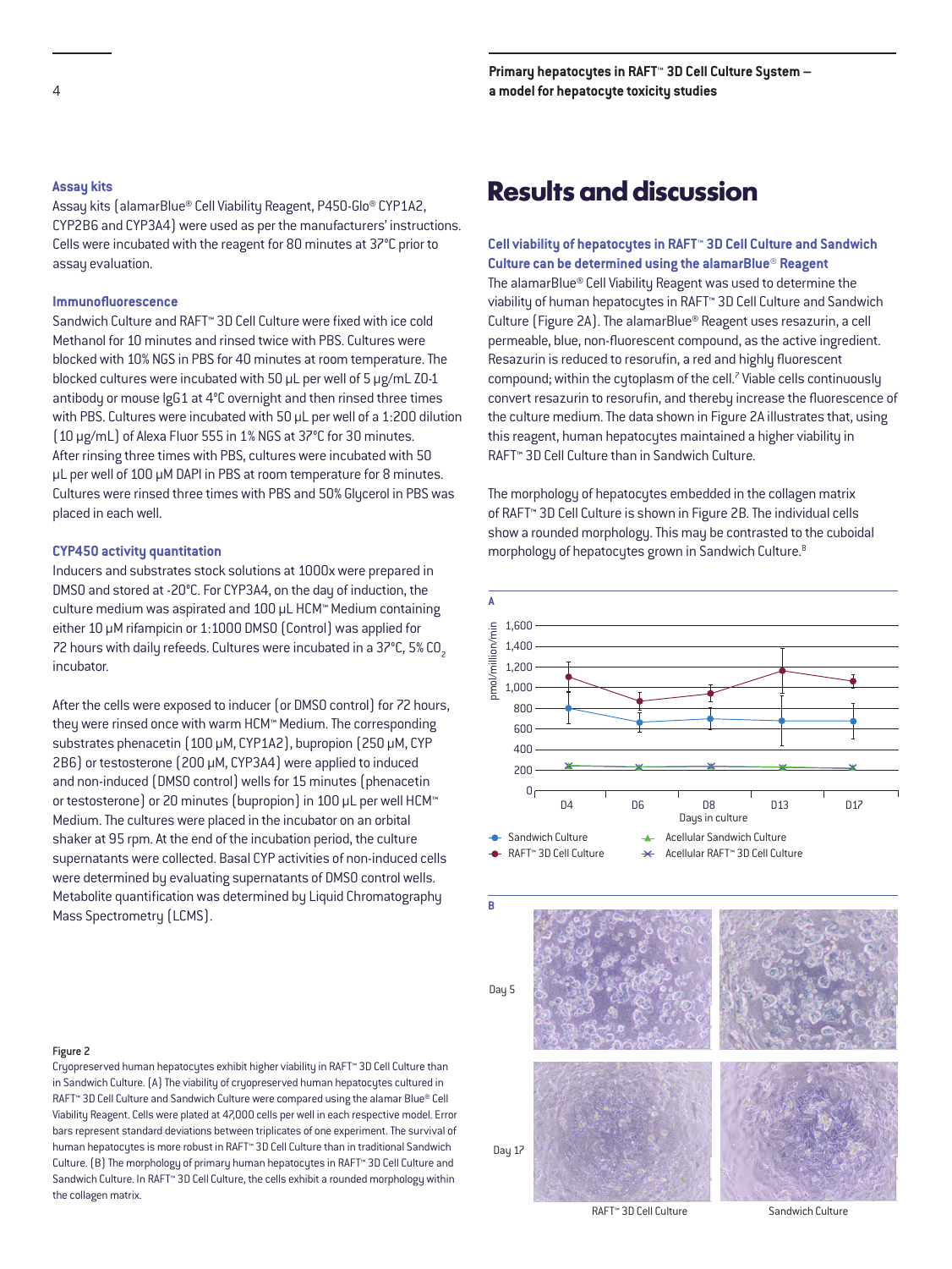#### Assay kits

Assay kits (alamarBlue® Cell Viability Reagent, P450-Glo® CYP1A2, CYP2B6 and CYP3A4) were used as per the manufacturers' instructions. Cells were incubated with the reagent for 80 minutes at 37°C prior to assay evaluation.

#### Immunofluorescence

Sandwich Culture and RAFT™ 3D Cell Culture were fixed with ice cold Methanol for 10 minutes and rinsed twice with PBS. Cultures were blocked with 10% NGS in PBS for 40 minutes at room temperature. The blocked cultures were incubated with 50 µL per well of 5 µg/mL ZO-1 antibody or mouse IgG1 at 4°C overnight and then rinsed three times with PBS. Cultures were incubated with 50 µL per well of a 1:200 dilution (10 µg/mL) of Alexa Fluor 555 in 1% NGS at 37°C for 30 minutes. After rinsing three times with PBS, cultures were incubated with 50 µL per well of 100 µM DAPI in PBS at room temperature for 8 minutes. Cultures were rinsed three times with PBS and 50% Glycerol in PBS was placed in each well.

#### CYP450 activity quantitation

Inducers and substrates stock solutions at 1000x were prepared in DMSO and stored at -20°C. For CYP3A4, on the day of induction, the culture medium was aspirated and 100 µL HCM™ Medium containing either 10 µM rifampicin or 1:1000 DMSO (Control) was applied for 72 hours with daily refeeds. Cultures were incubated in a 37°C, 5% $CO_2$ incubator.

After the cells were exposed to inducer (or DMSO control) for 72 hours, they were rinsed once with warm HCM™ Medium. The corresponding substrates phenacetin (100 µM, CYP1A2), bupropion (250 µM, CYP 2B6) or testosterone (200 µM, CYP3A4) were applied to induced and non-induced (DMSO control) wells for 15 minutes (phenacetin or testosterone) or 20 minutes (bupropion) in 100 µL per well HCM™ Medium. The cultures were placed in the incubator on an orbital shaker at 95 rpm. At the end of the incubation period, the culture supernatants were collected. Basal CYP activities of non-induced cells were determined by evaluating supernatants of DMSO control wells. Metabolite quantification was determined by Liquid Chromatography Mass Spectrometry (LCMS).

# Results and discussion

#### Cell viability of hepatocytes in RAFT™ 3D Cell Culture and Sandwich Culture can be determined using the alamarBlue® Reagent

The alamarBlue® Cell Viability Reagent was used to determine the viability of human hepatocytes in RAFT™ 3D Cell Culture and Sandwich Culture (Figure 2A). The alamarBlue® Reagent uses resazurin, a cell permeable, blue, non-fluorescent compound, as the active ingredient. Resazurin is reduced to resorufin, a red and highly fluorescent compound; within the cytoplasm of the cell.[7] Viable cells continuously convert resazurin to resorufin, and thereby increase the fluorescence of the culture medium. The data shown in Figure 2A illustrates that, using this reagent, human hepatocytes maintained a higher viability in RAFT™ 3D Cell Culture than in Sandwich Culture.

The morphology of hepatocytes embedded in the collagen matrix of RAFT™ 3D Cell Culture is shown in Figure 2B. The individual cells show a rounded morphology. This may be contrasted to the cuboidal morphology of hepatocytes grown in Sandwich Culture.[8]

A

Legend: Sandwich Culture; RAFT™ 3D Cell Culture; Acellular Sandwich Culture; Acellular RAFT™ 3D Cell Culture. Y-axis: pmol/million/min (0–1,600). X-axis: Days in culture (D4, D6, D8, D13, D17).

B

Rows: Day 5, Day 17. Columns: RAFT™ 3D Cell Culture, Sandwich Culture.

**Figure 2**

Cryopreserved human hepatocytes exhibit higher viability in RAFT™ 3D Cell Culture than in Sandwich Culture. (A) The viability of cryopreserved human hepatocytes cultured in RAFT™ 3D Cell Culture and Sandwich Culture were compared using the alamar Blue® Cell Viability Reagent. Cells were plated at 47,000 cells per well in each respective model. Error bars represent standard deviations between triplicates of one experiment. The survival of human hepatocytes is more robust in RAFT™ 3D Cell Culture than in traditional Sandwich Culture. (B) The morphology of primary human hepatocytes in RAFT™ 3D Cell Culture and Sandwich Culture. In RAFT™ 3D Cell Culture, the cells exhibit a rounded morphology within the collagen matrix.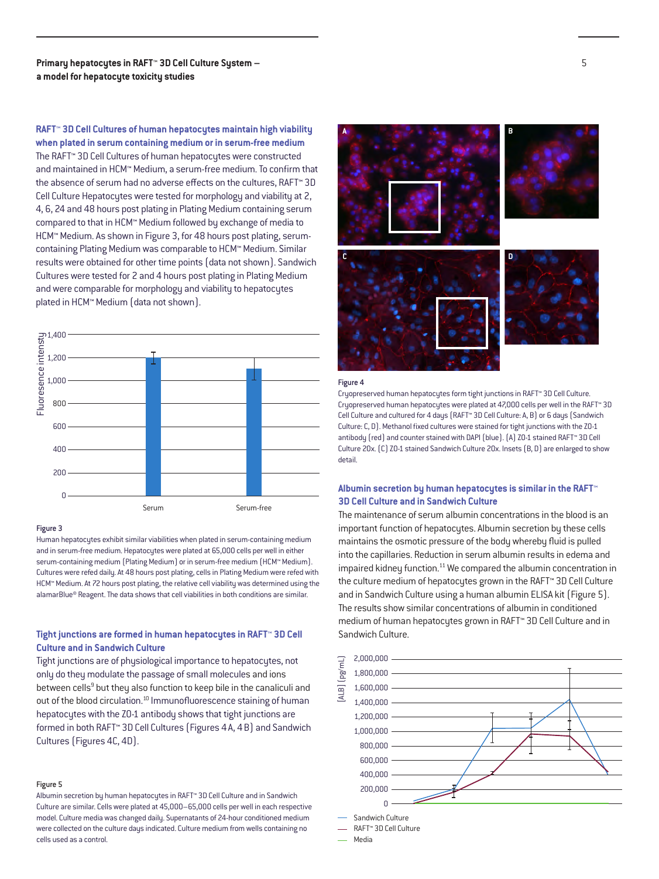## RAFT™ 3D Cell Cultures of human hepatocytes maintain high viability when plated in serum containing medium or in serum-free medium

The RAFT™ 3D Cell Cultures of human hepatocytes were constructed and maintained in HCM™ Medium, a serum-free medium. To confirm that the absence of serum had no adverse effects on the cultures, RAFT™ 3D Cell Culture Hepatocytes were tested for morphology and viability at 2, 4, 6, 24 and 48 hours post plating in Plating Medium containing serum compared to that in HCM™ Medium followed by exchange of media to HCM™ Medium. As shown in Figure 3, for 48 hours post plating, serum-containing Plating Medium was comparable to HCM™ Medium. Similar results were obtained for other time points (data not shown). Sandwich Cultures were tested for 2 and 4 hours post plating in Plating Medium and were comparable for morphology and viability to hepatocytes plated in HCM™ Medium (data not shown).

**Figure 3**

Human hepatocytes exhibit similar viabilities when plated in serum-containing medium and in serum-free medium. Hepatocytes were plated at 65,000 cells per well in either serum-containing medium (Plating Medium) or in serum-free medium (HCM™ Medium). Cultures were refed daily. At 48 hours post plating, cells in Plating Medium were refed with HCM™ Medium. At 72 hours post plating, the relative cell viability was determined using the alamarBlue® Reagent. The data shows that cell viabilities in both conditions are similar.

## Tight junctions are formed in human hepatocytes in RAFT™ 3D Cell Culture and in Sandwich Culture

Tight junctions are of physiological importance to hepatocytes, not only do they modulate the passage of small molecules and ions between cells[9] but they also function to keep bile in the canaliculi and out of the blood circulation.[10] Immunofluorescence staining of human hepatocytes with the ZO-1 antibody shows that tight junctions are formed in both RAFT™ 3D Cell Cultures (Figures 4A, 4B) and Sandwich Cultures (Figures 4C, 4D).

**Figure 4**

Cryopreserved human hepatocytes form tight junctions in RAFT™ 3D Cell Culture. Cryopreserved human hepatocytes were plated at 47,000 cells per well in the RAFT™ 3D Cell Culture and cultured for 4 days (RAFT™ 3D Cell Culture: A, B) or 6 days (Sandwich Culture: C, D). Methanol fixed cultures were stained for tight junctions with the ZO-1 antibody (red) and counter stained with DAPI (blue). (A) ZO-1 stained RAFT™ 3D Cell Culture 20x. (C) ZO-1 stained Sandwich Culture 20x. Insets (B, D) are enlarged to show detail.

## Albumin secretion by human hepatocytes is similar in the RAFT™ 3D Cell Culture and in Sandwich Culture

The maintenance of serum albumin concentrations in the blood is an important function of hepatocytes. Albumin secretion by these cells maintains the osmotic pressure of the body whereby fluid is pulled into the capillaries. Reduction in serum albumin results in edema and impaired kidney function.[11] We compared the albumin concentration in the culture medium of hepatocytes grown in the RAFT™ 3D Cell Culture and in Sandwich Culture using a human albumin ELISA kit (Figure 5). The results show similar concentrations of albumin in conditioned medium of human hepatocytes grown in RAFT™ 3D Cell Culture and in Sandwich Culture.

**Figure 5**

Albumin secretion by human hepatocytes in RAFT™ 3D Cell Culture and in Sandwich Culture are similar. Cells were plated at 45,000–65,000 cells per well in each respective model. Culture media was changed daily. Supernatants of 24-hour conditioned medium were collected on the culture days indicated. Culture medium from wells containing no cells used as a control.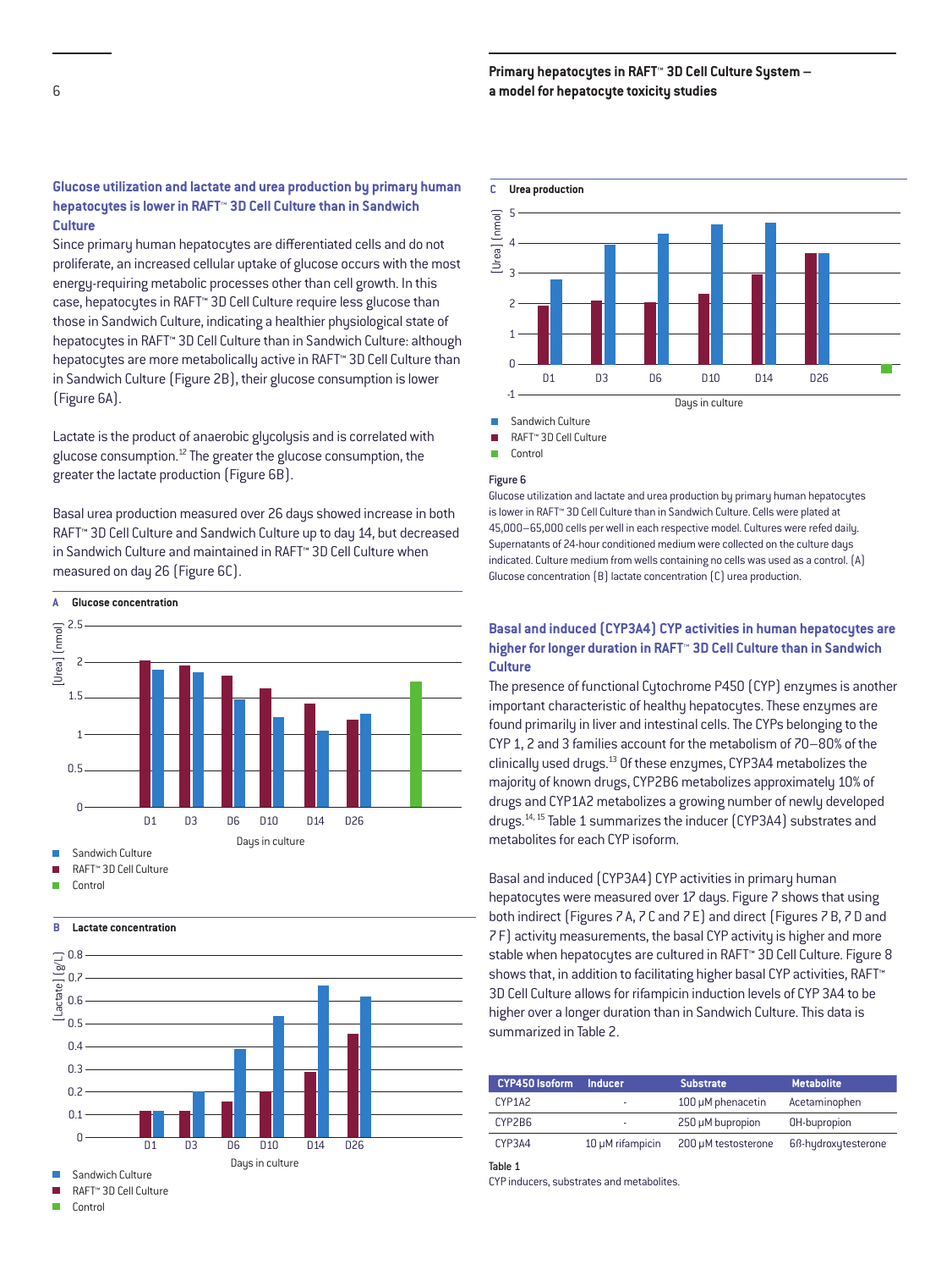### Glucose utilization and lactate and urea production by primary human hepatocytes is lower in RAFT™ 3D Cell Culture than in Sandwich Culture

Since primary human hepatocytes are differentiated cells and do not proliferate, an increased cellular uptake of glucose occurs with the most energy-requiring metabolic processes other than cell growth. In this case, hepatocytes in RAFT™ 3D Cell Culture require less glucose than those in Sandwich Culture, indicating a healthier physiological state of hepatocytes in RAFT™ 3D Cell Culture than in Sandwich Culture: although hepatocytes are more metabolically active in RAFT™ 3D Cell Culture than in Sandwich Culture (Figure 2B), their glucose consumption is lower (Figure 6A).

Lactate is the product of anaerobic glycolysis and is correlated with glucose consumption.[12] The greater the glucose consumption, the greater the lactate production (Figure 6B).

Basal urea production measured over 26 days showed increase in both RAFT™ 3D Cell Culture and Sandwich Culture up to day 14, but decreased in Sandwich Culture and maintained in RAFT™ 3D Cell Culture when measured on day 26 (Figure 6C).

**A Glucose concentration**

**B Lactate concentration**

**C Urea production**

**Figure 6**

Glucose utilization and lactate and urea production by primary human hepatocytes is lower in RAFT™ 3D Cell Culture than in Sandwich Culture. Cells were plated at 45,000–65,000 cells per well in each respective model. Cultures were refed daily. Supernatants of 24-hour conditioned medium were collected on the culture days indicated. Culture medium from wells containing no cells was used as a control. (A) Glucose concentration (B) lactate concentration (C) urea production.

### Basal and induced (CYP3A4) CYP activities in human hepatocytes are higher for longer duration in RAFT™ 3D Cell Culture than in Sandwich Culture

The presence of functional Cytochrome P450 (CYP) enzymes is another important characteristic of healthy hepatocytes. These enzymes are found primarily in liver and intestinal cells. The CYPs belonging to the CYP 1, 2 and 3 families account for the metabolism of 70–80% of the clinically used drugs.[13] Of these enzymes, CYP3A4 metabolizes the majority of known drugs, CYP2B6 metabolizes approximately 10% of drugs and CYP1A2 metabolizes a growing number of newly developed drugs.[14, 15] Table 1 summarizes the inducer (CYP3A4) substrates and metabolites for each CYP isoform.

Basal and induced (CYP3A4) CYP activities in primary human hepatocytes were measured over 17 days. Figure 7 shows that using both indirect (Figures 7 A, 7 C and 7 E) and direct (Figures 7 B, 7 D and 7 F) activity measurements, the basal CYP activity is higher and more stable when hepatocytes are cultured in RAFT™ 3D Cell Culture. Figure 8 shows that, in addition to facilitating higher basal CYP activities, RAFT™ 3D Cell Culture allows for rifampicin induction levels of CYP 3A4 to be higher over a longer duration than in Sandwich Culture. This data is summarized in Table 2.

| CYP450 Isoform | Inducer | Substrate | Metabolite |
|---|---|---|---|
| CYP1A2 | - | 100 µM phenacetin | Acetaminophen |
| CYP2B6 | - | 250 µM bupropion | OH-bupropion |
| CYP3A4 | 10 µM rifampicin | 200 µM testosterone | 6ß-hydroxytesterone |

**Table 1**

CYP inducers, substrates and metabolites.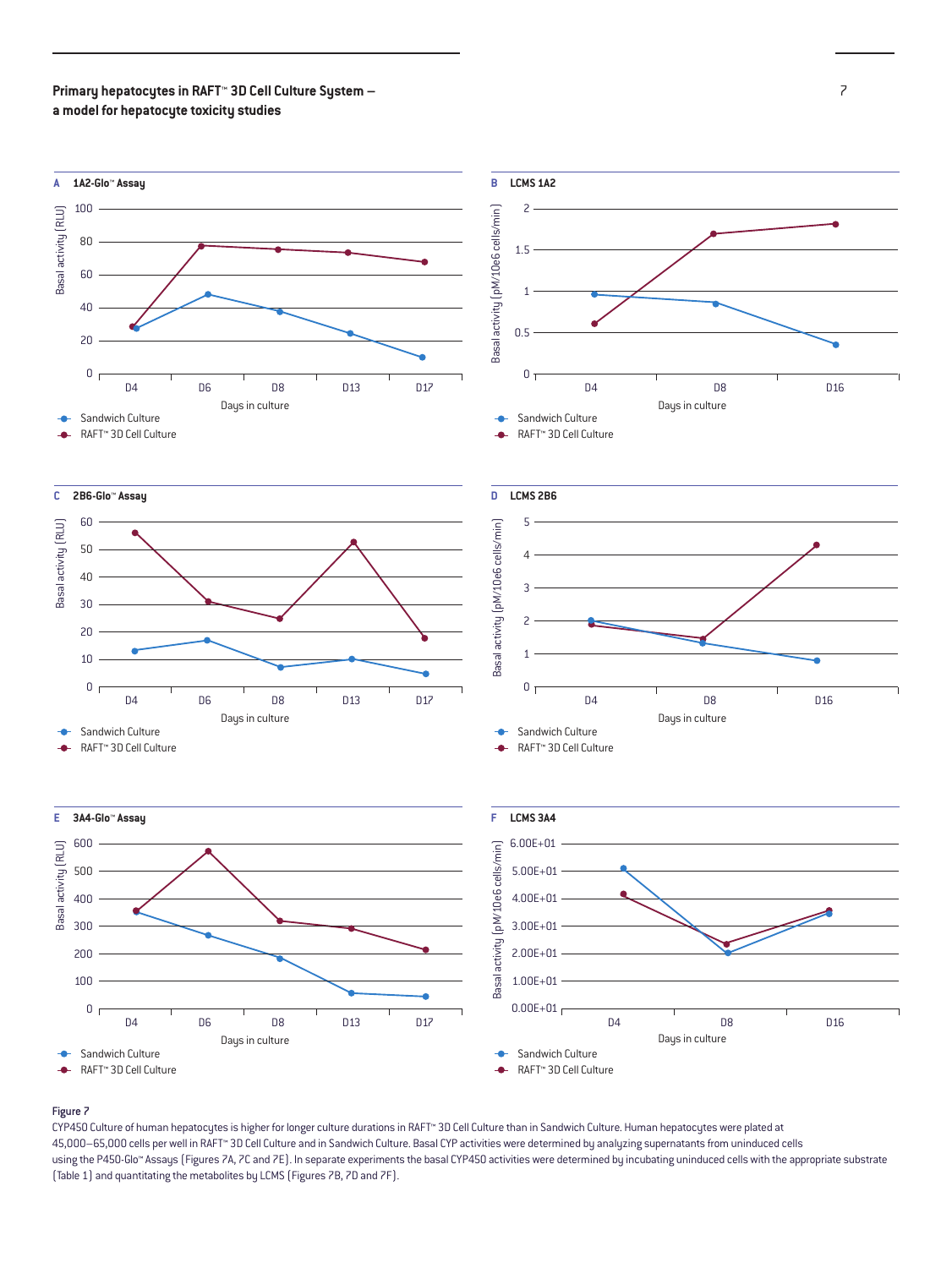A **1A2-Glo™ Assay**

B **LCMS 1A2**

C **2B6-Glo™ Assay**

D **LCMS 2B6**

E **3A4-Glo™ Assay**

F **LCMS 3A4**

Sandwich Culture

RAFT™ 3D Cell Culture

Days in culture

**Figure 7**

CYP450 Culture of human hepatocytes is higher for longer culture durations in RAFT™ 3D Cell Culture than in Sandwich Culture. Human hepatocytes were plated at 45,000–65,000 cells per well in RAFT™ 3D Cell Culture and in Sandwich Culture. Basal CYP activities were determined by analyzing supernatants from uninduced cells using the P450-Glo™ Assays (Figures 7A, 7C and 7E). In separate experiments the basal CYP450 activities were determined by incubating uninduced cells with the appropriate substrate (Table 1) and quantitating the metabolites by LCMS (Figures 7B, 7D and 7F).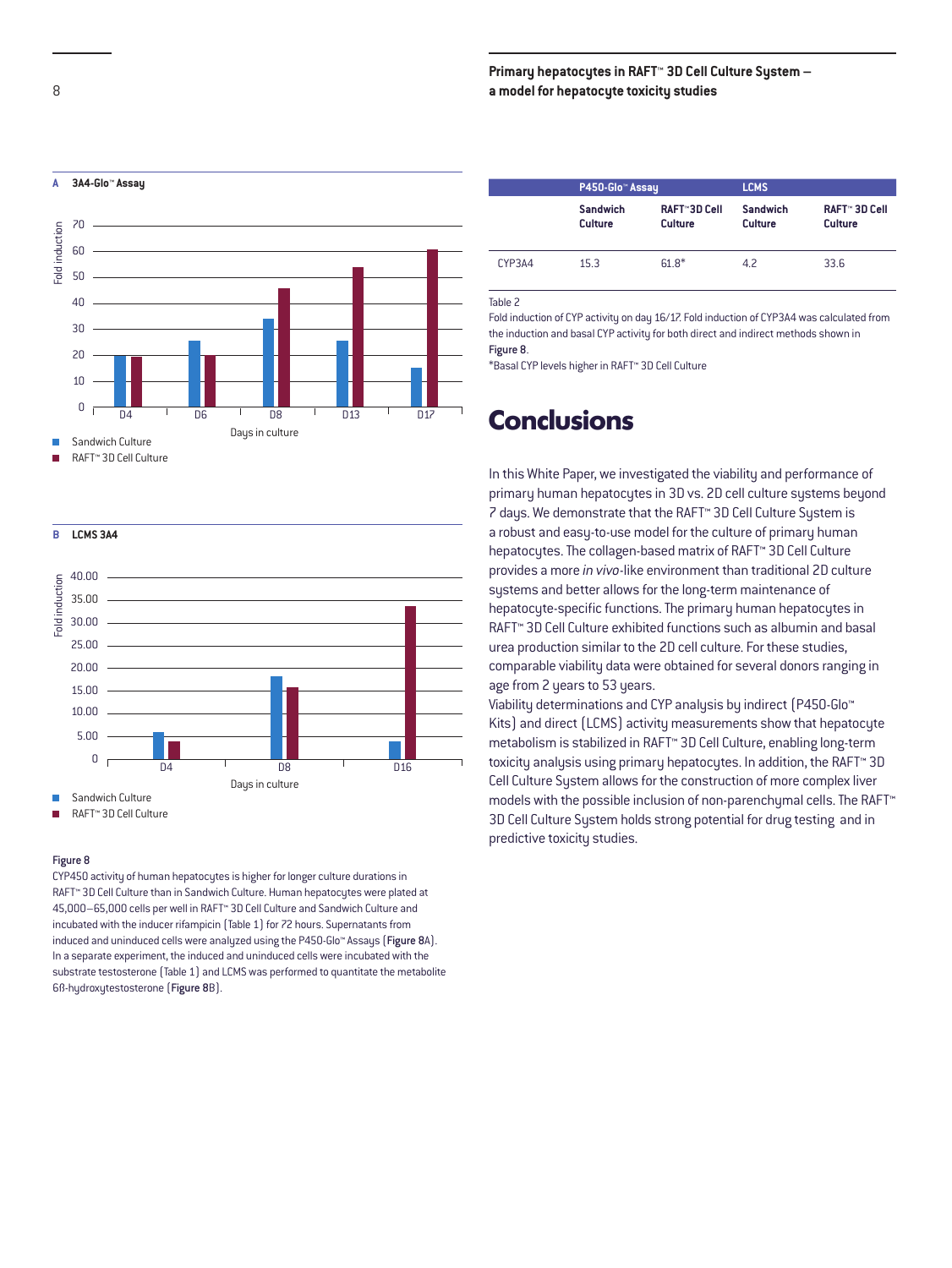**A 3A4-Glo™ Assay**

Fold induction

Days in culture

- Sandwich Culture
- RAFT™ 3D Cell Culture

**B LCMS 3A4**

Fold induction

Days in culture

- Sandwich Culture
- RAFT™ 3D Cell Culture

**Figure 8**

CYP450 activity of human hepatocytes is higher for longer culture durations in RAFT™ 3D Cell Culture than in Sandwich Culture. Human hepatocytes were plated at 45,000–65,000 cells per well in RAFT™ 3D Cell Culture and Sandwich Culture and incubated with the inducer rifampicin (Table 1) for 72 hours. Supernatants from induced and uninduced cells were analyzed using the P450-Glo™ Assays (**Figure 8**A). In a separate experiment, the induced and uninduced cells were incubated with the substrate testosterone (Table 1) and LCMS was performed to quantitate the metabolite 6β-hydroxytestosterone (**Figure 8**B).

| | P450-Glo™ Assay | | LCMS | |
|---|---|---|---|---|
| | **Sandwich Culture** | **RAFT™ 3D Cell Culture** | **Sandwich Culture** | **RAFT™ 3D Cell Culture** |
| CYP3A4 | 15.3 | 61.8* | 4.2 | 33.6 |

Table 2

Fold induction of CYP activity on day 16/17. Fold induction of CYP3A4 was calculated from the induction and basal CYP activity for both direct and indirect methods shown in **Figure 8**.

*Basal CYP levels higher in RAFT™ 3D Cell Culture

# Conclusions

In this White Paper, we investigated the viability and performance of primary human hepatocytes in 3D vs. 2D cell culture systems beyond 7 days. We demonstrate that the RAFT™ 3D Cell Culture System is a robust and easy-to-use model for the culture of primary human hepatocytes. The collagen-based matrix of RAFT™ 3D Cell Culture provides a more *in vivo*-like environment than traditional 2D culture systems and better allows for the long-term maintenance of hepatocyte-specific functions. The primary human hepatocytes in RAFT™ 3D Cell Culture exhibited functions such as albumin and basal urea production similar to the 2D cell culture. For these studies, comparable viability data were obtained for several donors ranging in age from 2 years to 53 years.

Viability determinations and CYP analysis by indirect (P450-Glo™ Kits) and direct (LCMS) activity measurements show that hepatocyte metabolism is stabilized in RAFT™ 3D Cell Culture, enabling long-term toxicity analysis using primary hepatocytes. In addition, the RAFT™ 3D Cell Culture System allows for the construction of more complex liver models with the possible inclusion of non-parenchymal cells. The RAFT™ 3D Cell Culture System holds strong potential for drug testing and in predictive toxicity studies.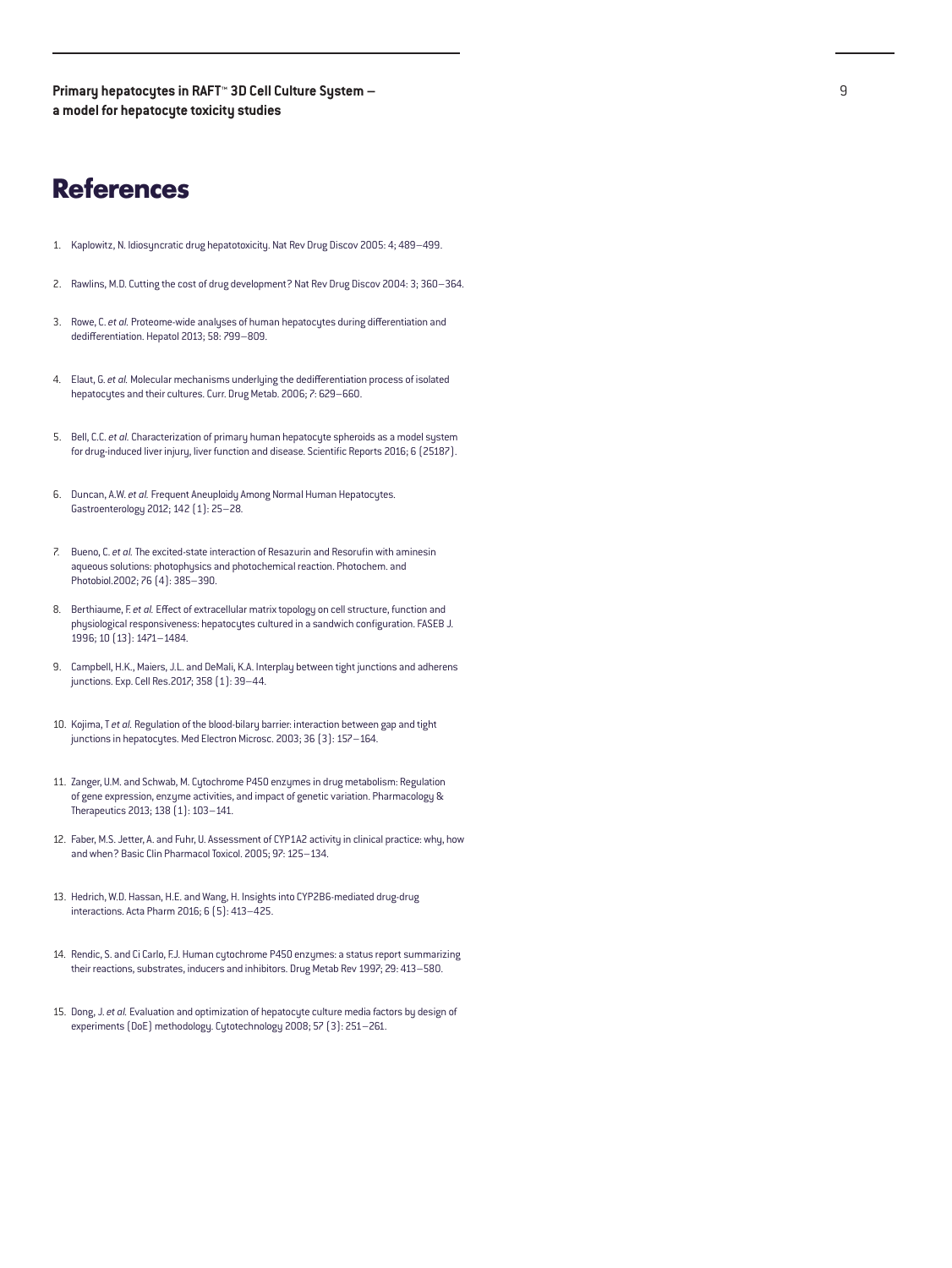# References

1. Kaplowitz, N. Idiosyncratic drug hepatotoxicity. Nat Rev Drug Discov 2005: 4; 489–499.
2. Rawlins, M.D. Cutting the cost of drug development? Nat Rev Drug Discov 2004: 3; 360–364.
3. Rowe, C. *et al.* Proteome-wide analyses of human hepatocytes during differentiation and dedifferentiation. Hepatol 2013; 58: 799–809.
4. Elaut, G. *et al.* Molecular mechanisms underlying the dedifferentiation process of isolated hepatocytes and their cultures. Curr. Drug Metab. 2006; 7: 629–660.
5. Bell, C.C. *et al.* Characterization of primary human hepatocyte spheroids as a model system for drug-induced liver injury, liver function and disease. Scientific Reports 2016; 6 (25187).
6. Duncan, A.W. *et al.* Frequent Aneuploidy Among Normal Human Hepatocytes. Gastroenterology 2012; 142 (1): 25–28.
7. Bueno, C. *et al.* The excited-state interaction of Resazurin and Resorufin with aminesin aqueous solutions: photophysics and photochemical reaction. Photochem. and Photobiol.2002; 76 (4): 385–390.
8. Berthiaume, F. *et al.* Effect of extracellular matrix topology on cell structure, function and physiological responsiveness: hepatocytes cultured in a sandwich configuration. FASEB J. 1996; 10 (13): 1471–1484.
9. Campbell, H.K., Maiers, J.L. and DeMali, K.A. Interplay between tight junctions and adherens junctions. Exp. Cell Res.2017; 358 (1): 39–44.
10. Kojima, T *et al.* Regulation of the blood-bilary barrier: interaction between gap and tight junctions in hepatocytes. Med Electron Microsc. 2003; 36 (3): 157–164.
11. Zanger, U.M. and Schwab, M. Cytochrome P450 enzymes in drug metabolism: Regulation of gene expression, enzyme activities, and impact of genetic variation. Pharmacology & Therapeutics 2013; 138 (1): 103–141.
12. Faber, M.S. Jetter, A. and Fuhr, U. Assessment of CYP1A2 activity in clinical practice: why, how and when? Basic Clin Pharmacol Toxicol. 2005; 97: 125–134.
13. Hedrich, W.D. Hassan, H.E. and Wang, H. Insights into CYP2B6-mediated drug-drug interactions. Acta Pharm 2016; 6 (5): 413–425.
14. Rendic, S. and Ci Carlo, F.J. Human cytochrome P450 enzymes: a status report summarizing their reactions, substrates, inducers and inhibitors. Drug Metab Rev 1997; 29: 413–580.
15. Dong, J. *et al.* Evaluation and optimization of hepatocyte culture media factors by design of experiments (DoE) methodology. Cytotechnology 2008; 57 (3): 251–261.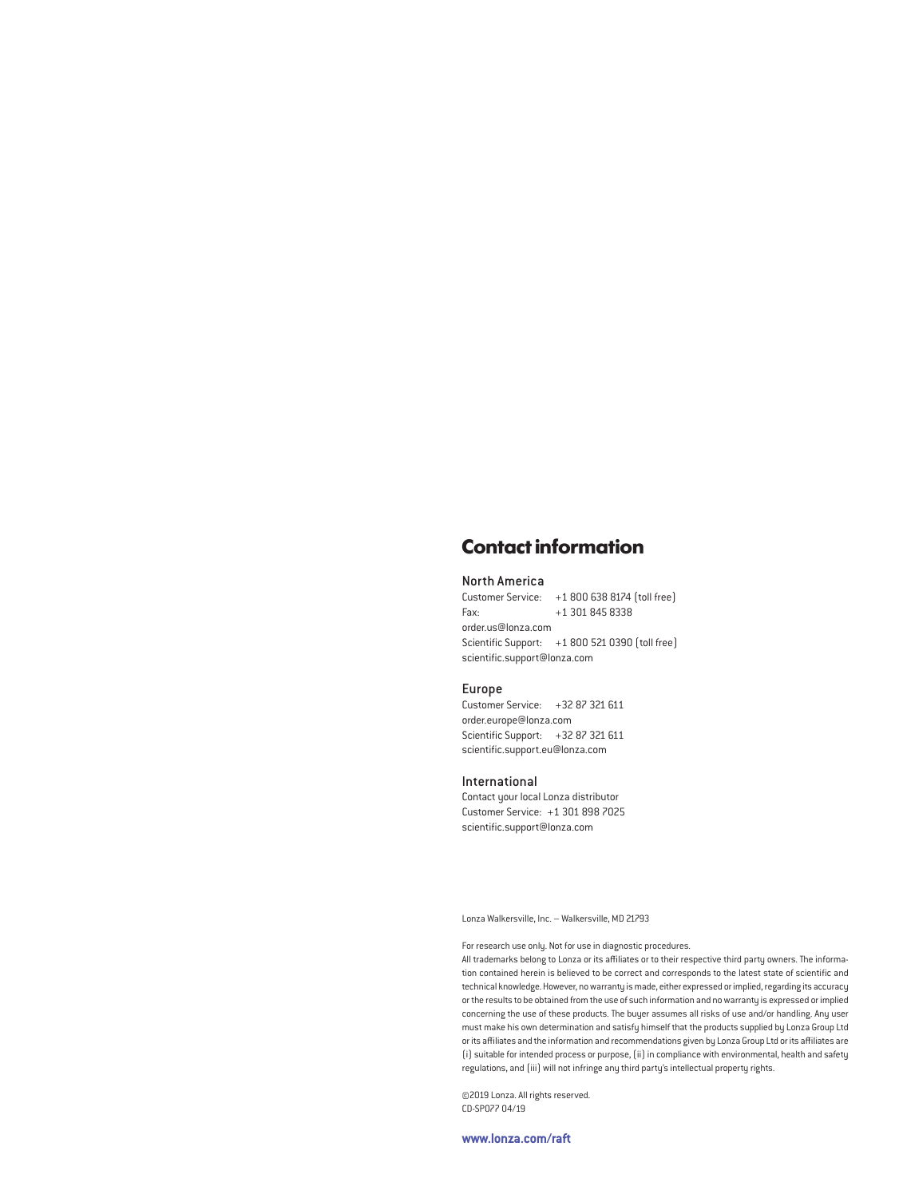## Contact information

### North America

Customer Service: +1 800 638 8174 (toll free)
Fax: +1 301 845 8338
order.us@lonza.com
Scientific Support: +1 800 521 0390 (toll free)
scientific.support@lonza.com

### Europe

Customer Service: +32 87 321 611
order.europe@lonza.com
Scientific Support: +32 87 321 611
scientific.support.eu@lonza.com

### International

Contact your local Lonza distributor
Customer Service: +1 301 898 7025
scientific.support@lonza.com

Lonza Walkersville, Inc. – Walkersville, MD 21793

For research use only. Not for use in diagnostic procedures.
All trademarks belong to Lonza or its affiliates or to their respective third party owners. The information contained herein is believed to be correct and corresponds to the latest state of scientific and technical knowledge. However, no warranty is made, either expressed or implied, regarding its accuracy or the results to be obtained from the use of such information and no warranty is expressed or implied concerning the use of these products. The buyer assumes all risks of use and/or handling. Any user must make his own determination and satisfy himself that the products supplied by Lonza Group Ltd or its affiliates and the information and recommendations given by Lonza Group Ltd or its affiliates are (i) suitable for intended process or purpose, (ii) in compliance with environmental, health and safety regulations, and (iii) will not infringe any third party's intellectual property rights.

©2019 Lonza. All rights reserved.
CD-SP077 04/19

**www.lonza.com/raft**